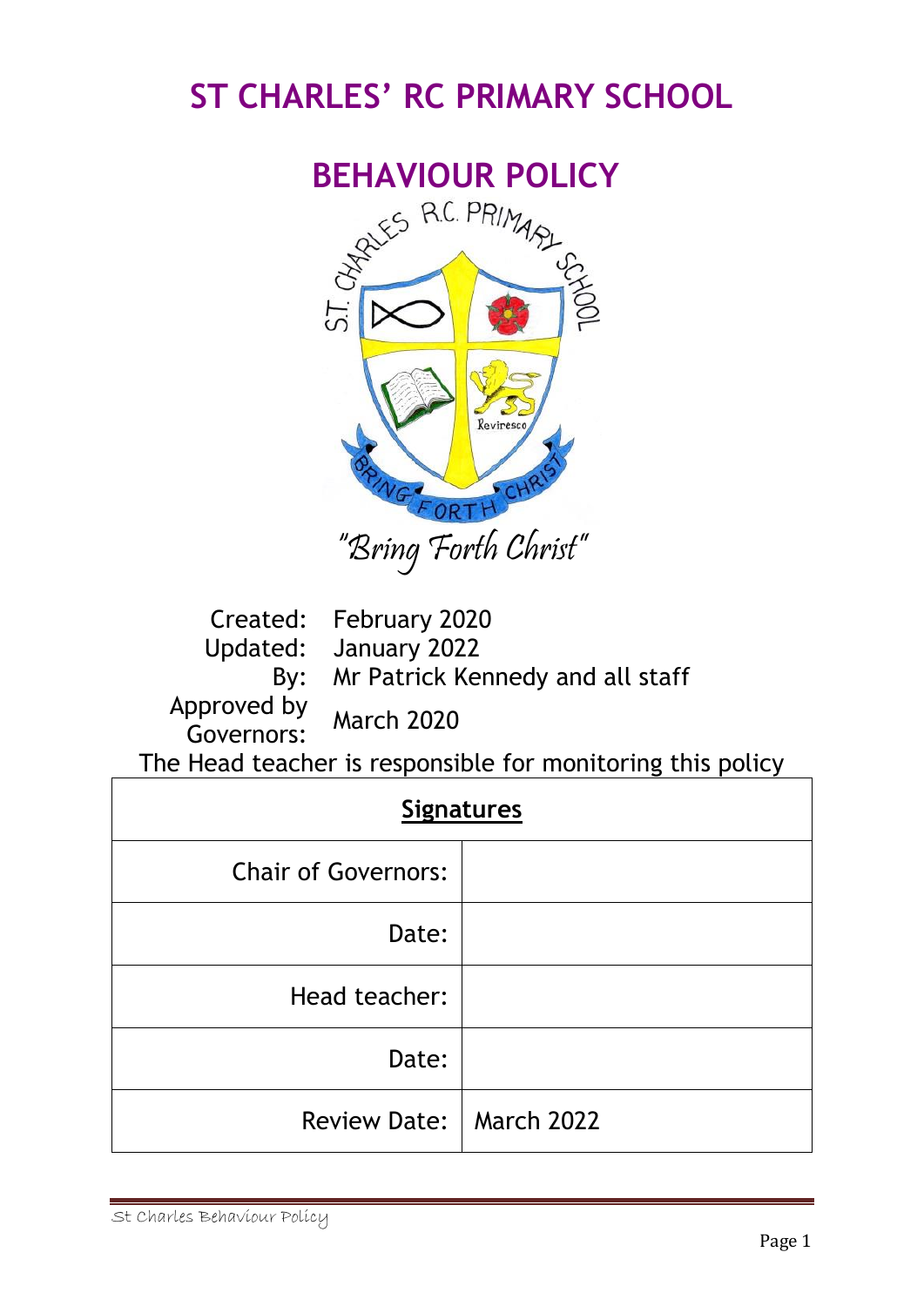# ST CHARLES' RC PRIMARY SCHOOL

## BEHAVIOUR POLICY

"Bring Forth Christ"

Created: February 2020
Updated: January 2022
By: Mr Patrick Kennedy and all staff
Approved by Governors: March 2020

The Head teacher is responsible for monitoring this policy

| **Signatures** | |
|---|---|
| Chair of Governors: | |
| Date: | |
| Head teacher: | |
| Date: | |
| Review Date: | March 2022 |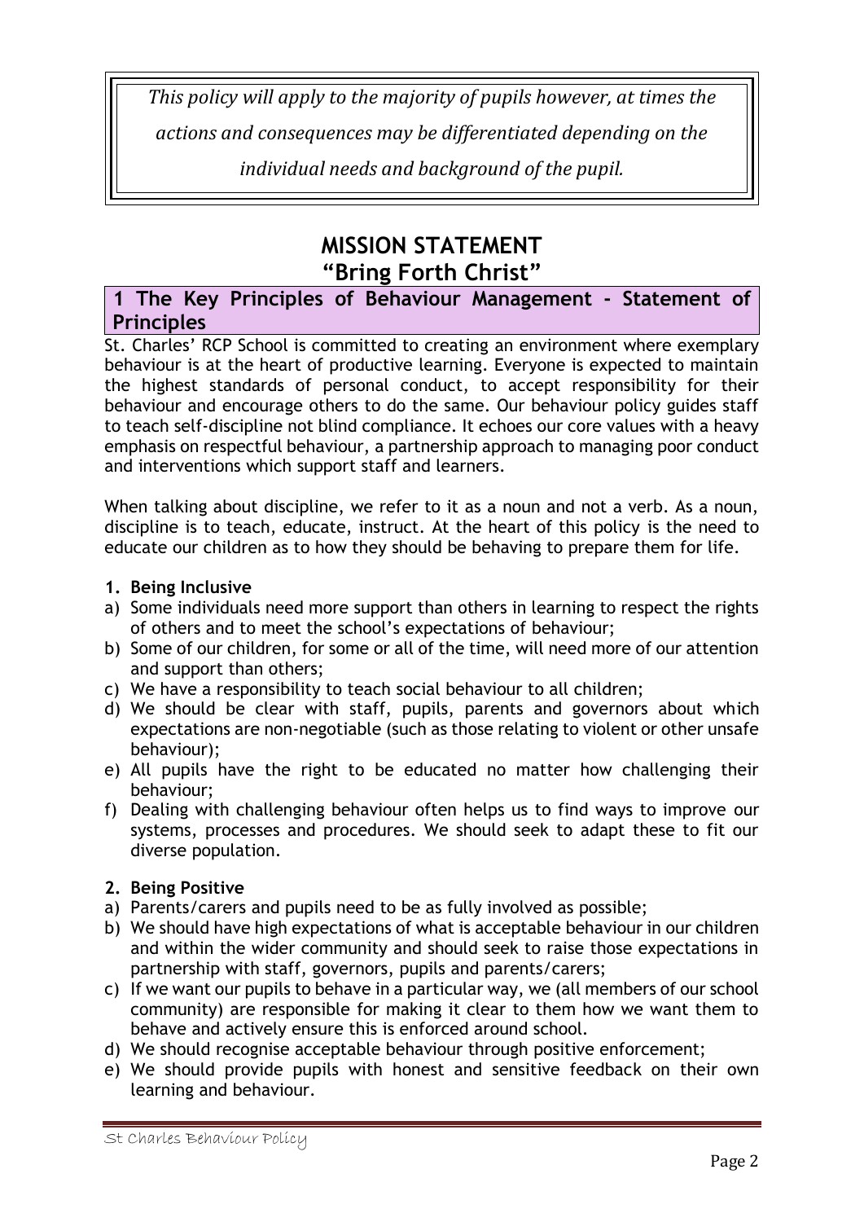*This policy will apply to the majority of pupils however, at times the actions and consequences may be differentiated depending on the individual needs and background of the pupil.*

# MISSION STATEMENT
# "Bring Forth Christ"

## 1 The Key Principles of Behaviour Management - Statement of Principles

St. Charles' RCP School is committed to creating an environment where exemplary behaviour is at the heart of productive learning. Everyone is expected to maintain the highest standards of personal conduct, to accept responsibility for their behaviour and encourage others to do the same. Our behaviour policy guides staff to teach self-discipline not blind compliance. It echoes our core values with a heavy emphasis on respectful behaviour, a partnership approach to managing poor conduct and interventions which support staff and learners.

When talking about discipline, we refer to it as a noun and not a verb. As a noun, discipline is to teach, educate, instruct. At the heart of this policy is the need to educate our children as to how they should be behaving to prepare them for life.

**1. Being Inclusive**

a) Some individuals need more support than others in learning to respect the rights of others and to meet the school's expectations of behaviour;
b) Some of our children, for some or all of the time, will need more of our attention and support than others;
c) We have a responsibility to teach social behaviour to all children;
d) We should be clear with staff, pupils, parents and governors about which expectations are non-negotiable (such as those relating to violent or other unsafe behaviour);
e) All pupils have the right to be educated no matter how challenging their behaviour;
f) Dealing with challenging behaviour often helps us to find ways to improve our systems, processes and procedures. We should seek to adapt these to fit our diverse population.

**2. Being Positive**

a) Parents/carers and pupils need to be as fully involved as possible;
b) We should have high expectations of what is acceptable behaviour in our children and within the wider community and should seek to raise those expectations in partnership with staff, governors, pupils and parents/carers;
c) If we want our pupils to behave in a particular way, we (all members of our school community) are responsible for making it clear to them how we want them to behave and actively ensure this is enforced around school.
d) We should recognise acceptable behaviour through positive enforcement;
e) We should provide pupils with honest and sensitive feedback on their own learning and behaviour.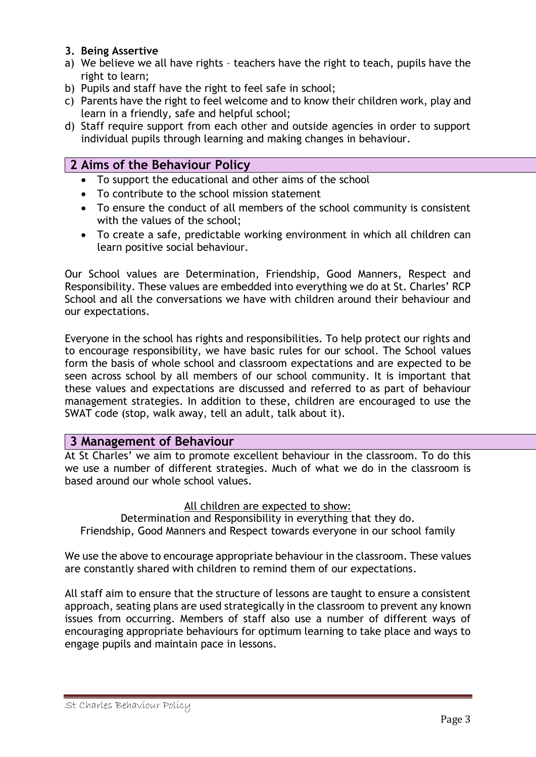**3. Being Assertive**

a) We believe we all have rights – teachers have the right to teach, pupils have the right to learn;
b) Pupils and staff have the right to feel safe in school;
c) Parents have the right to feel welcome and to know their children work, play and learn in a friendly, safe and helpful school;
d) Staff require support from each other and outside agencies in order to support individual pupils through learning and making changes in behaviour.

## 2 Aims of the Behaviour Policy

- To support the educational and other aims of the school
- To contribute to the school mission statement
- To ensure the conduct of all members of the school community is consistent with the values of the school;
- To create a safe, predictable working environment in which all children can learn positive social behaviour.

Our School values are Determination, Friendship, Good Manners, Respect and Responsibility. These values are embedded into everything we do at St. Charles' RCP School and all the conversations we have with children around their behaviour and our expectations.

Everyone in the school has rights and responsibilities. To help protect our rights and to encourage responsibility, we have basic rules for our school. The School values form the basis of whole school and classroom expectations and are expected to be seen across school by all members of our school community. It is important that these values and expectations are discussed and referred to as part of behaviour management strategies. In addition to these, children are encouraged to use the SWAT code (stop, walk away, tell an adult, talk about it).

## 3 Management of Behaviour

At St Charles' we aim to promote excellent behaviour in the classroom. To do this we use a number of different strategies. Much of what we do in the classroom is based around our whole school values.

All children are expected to show:
Determination and Responsibility in everything that they do.
Friendship, Good Manners and Respect towards everyone in our school family

We use the above to encourage appropriate behaviour in the classroom. These values are constantly shared with children to remind them of our expectations.

All staff aim to ensure that the structure of lessons are taught to ensure a consistent approach, seating plans are used strategically in the classroom to prevent any known issues from occurring. Members of staff also use a number of different ways of encouraging appropriate behaviours for optimum learning to take place and ways to engage pupils and maintain pace in lessons.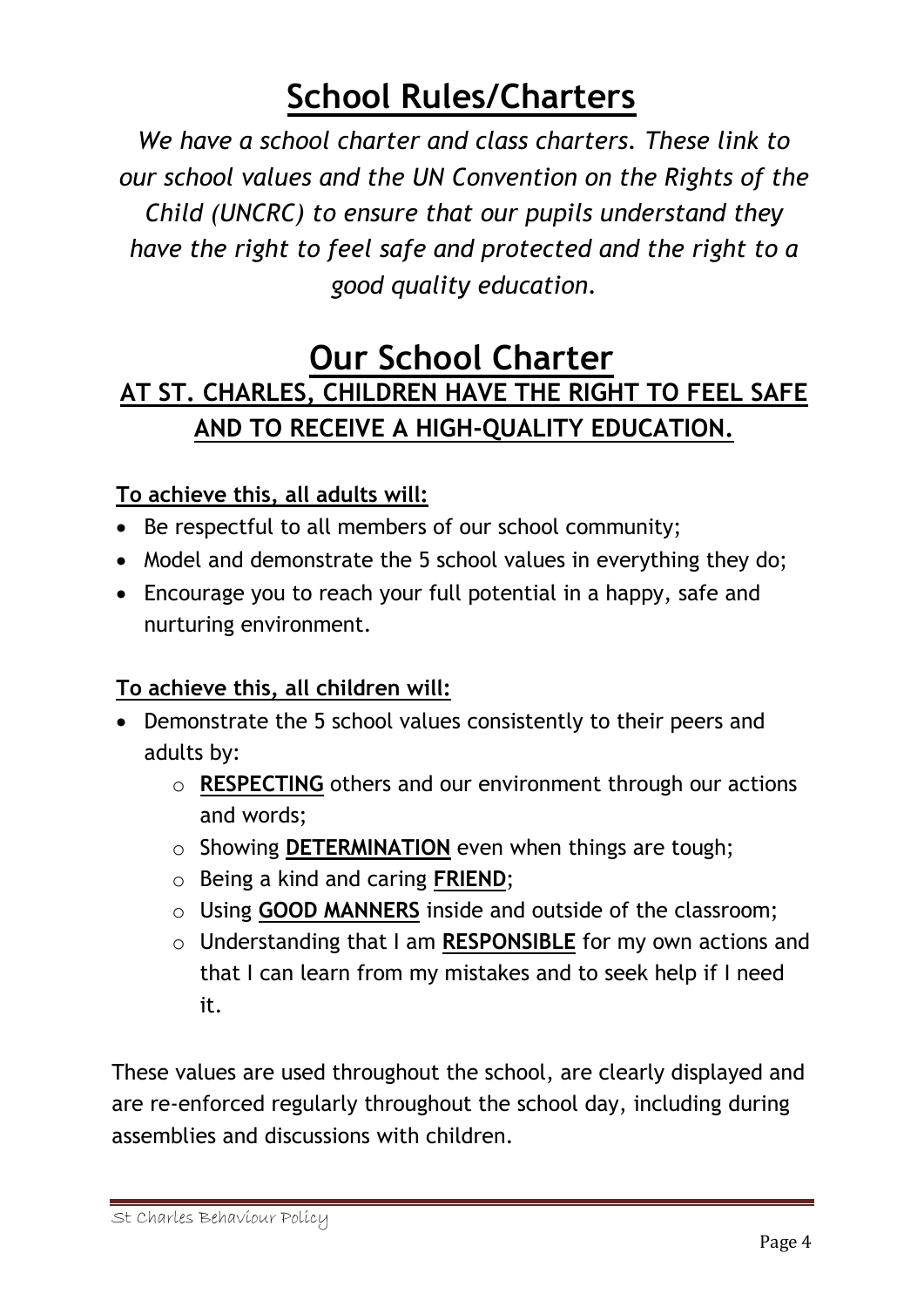# School Rules/Charters

*We have a school charter and class charters. These link to our school values and the UN Convention on the Rights of the Child (UNCRC) to ensure that our pupils understand they have the right to feel safe and protected and the right to a good quality education.*

# Our School Charter

## AT ST. CHARLES, CHILDREN HAVE THE RIGHT TO FEEL SAFE AND TO RECEIVE A HIGH-QUALITY EDUCATION.

**To achieve this, all adults will:**

- Be respectful to all members of our school community;
- Model and demonstrate the 5 school values in everything they do;
- Encourage you to reach your full potential in a happy, safe and nurturing environment.

**To achieve this, all children will:**

- Demonstrate the 5 school values consistently to their peers and adults by:
    - **RESPECTING** others and our environment through our actions and words;
    - Showing **DETERMINATION** even when things are tough;
    - Being a kind and caring **FRIEND**;
    - Using **GOOD MANNERS** inside and outside of the classroom;
    - Understanding that I am **RESPONSIBLE** for my own actions and that I can learn from my mistakes and to seek help if I need it.

These values are used throughout the school, are clearly displayed and are re-enforced regularly throughout the school day, including during assemblies and discussions with children.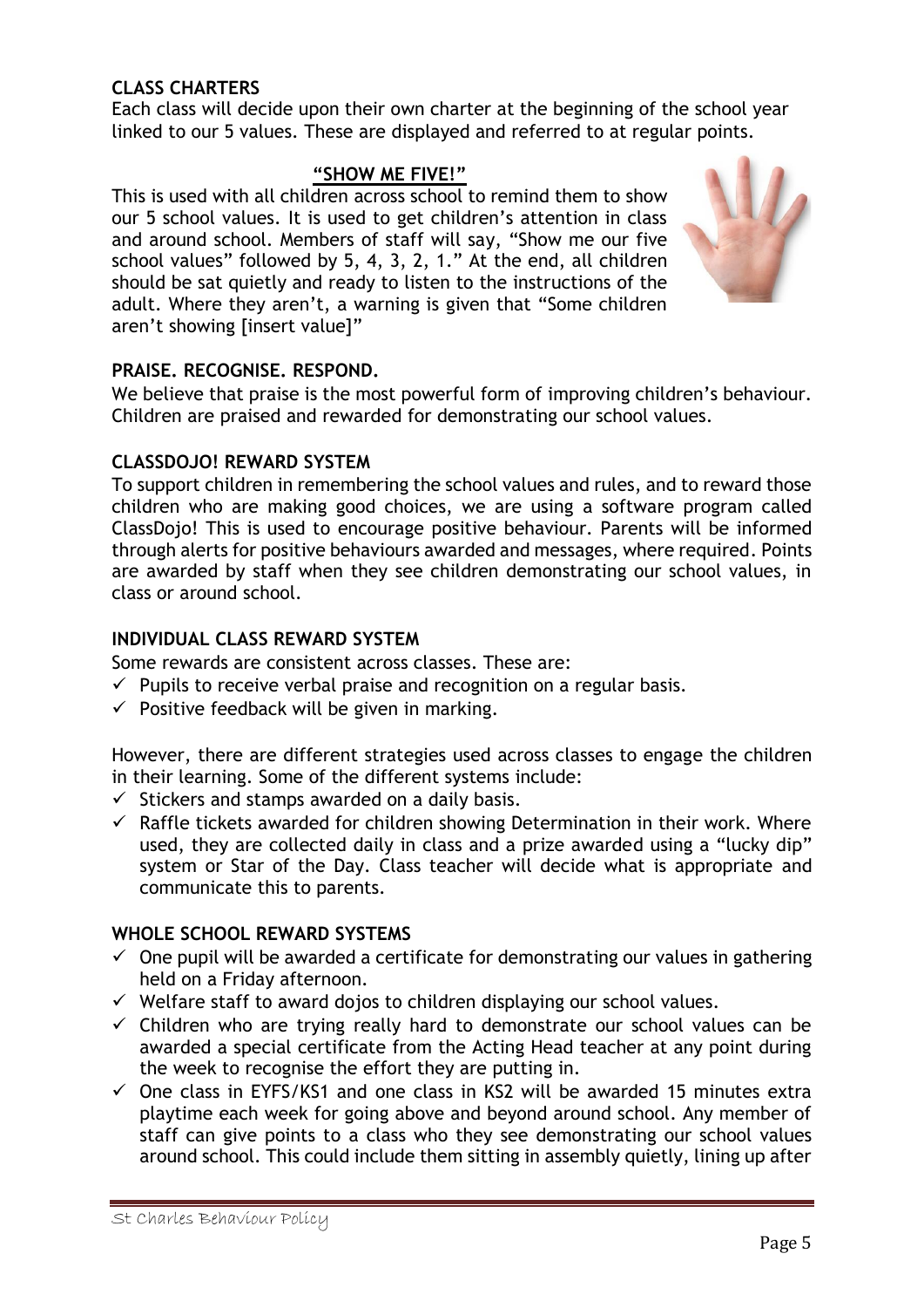## CLASS CHARTERS

Each class will decide upon their own charter at the beginning of the school year linked to our 5 values. These are displayed and referred to at regular points.

## "SHOW ME FIVE!"

This is used with all children across school to remind them to show our 5 school values. It is used to get children's attention in class and around school. Members of staff will say, "Show me our five school values" followed by 5, 4, 3, 2, 1." At the end, all children should be sat quietly and ready to listen to the instructions of the adult. Where they aren't, a warning is given that "Some children aren't showing [insert value]"

## PRAISE. RECOGNISE. RESPOND.

We believe that praise is the most powerful form of improving children's behaviour. Children are praised and rewarded for demonstrating our school values.

## CLASSDOJO! REWARD SYSTEM

To support children in remembering the school values and rules, and to reward those children who are making good choices, we are using a software program called ClassDojo! This is used to encourage positive behaviour. Parents will be informed through alerts for positive behaviours awarded and messages, where required. Points are awarded by staff when they see children demonstrating our school values, in class or around school.

## INDIVIDUAL CLASS REWARD SYSTEM

Some rewards are consistent across classes. These are:

- ✓ Pupils to receive verbal praise and recognition on a regular basis.
- ✓ Positive feedback will be given in marking.

However, there are different strategies used across classes to engage the children in their learning. Some of the different systems include:

- ✓ Stickers and stamps awarded on a daily basis.
- ✓ Raffle tickets awarded for children showing Determination in their work. Where used, they are collected daily in class and a prize awarded using a "lucky dip" system or Star of the Day. Class teacher will decide what is appropriate and communicate this to parents.

## WHOLE SCHOOL REWARD SYSTEMS

- ✓ One pupil will be awarded a certificate for demonstrating our values in gathering held on a Friday afternoon.
- ✓ Welfare staff to award dojos to children displaying our school values.
- ✓ Children who are trying really hard to demonstrate our school values can be awarded a special certificate from the Acting Head teacher at any point during the week to recognise the effort they are putting in.
- ✓ One class in EYFS/KS1 and one class in KS2 will be awarded 15 minutes extra playtime each week for going above and beyond around school. Any member of staff can give points to a class who they see demonstrating our school values around school. This could include them sitting in assembly quietly, lining up after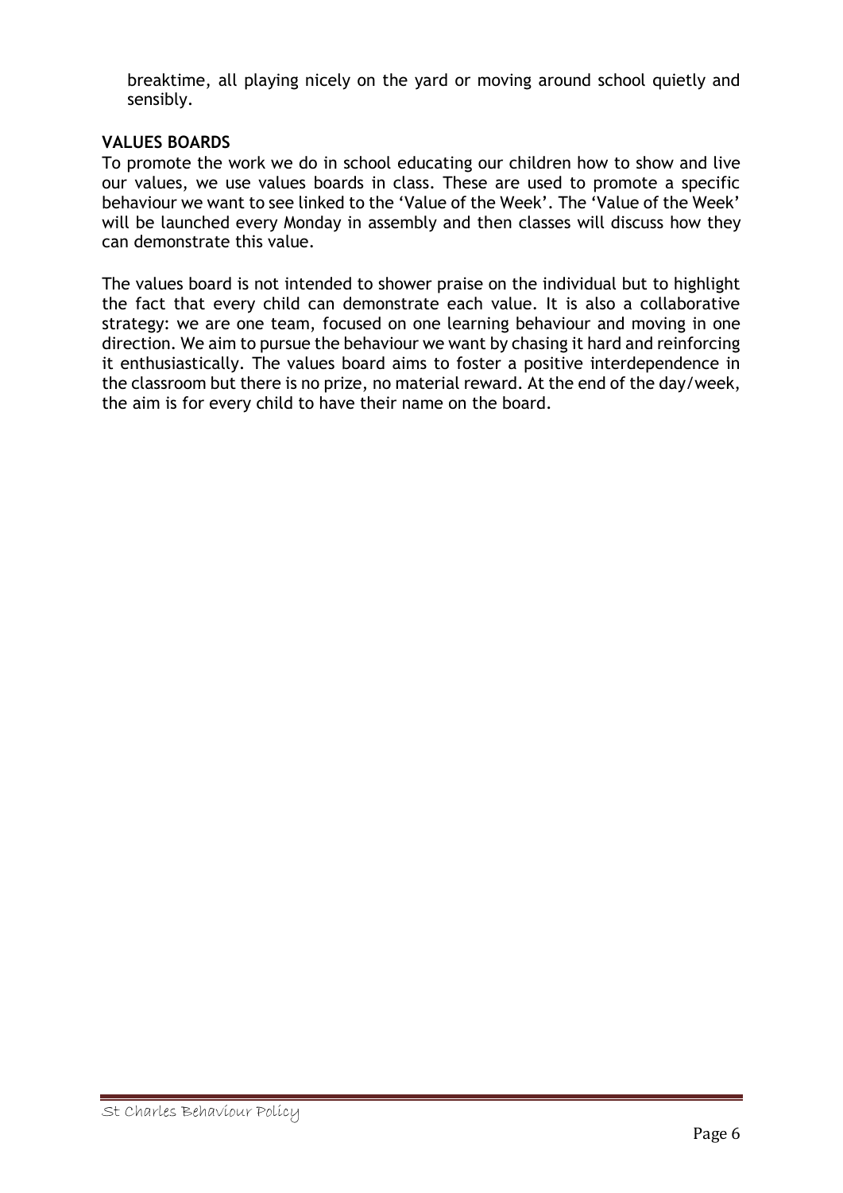breaktime, all playing nicely on the yard or moving around school quietly and sensibly.

**VALUES BOARDS**

To promote the work we do in school educating our children how to show and live our values, we use values boards in class. These are used to promote a specific behaviour we want to see linked to the 'Value of the Week'. The 'Value of the Week' will be launched every Monday in assembly and then classes will discuss how they can demonstrate this value.

The values board is not intended to shower praise on the individual but to highlight the fact that every child can demonstrate each value. It is also a collaborative strategy: we are one team, focused on one learning behaviour and moving in one direction. We aim to pursue the behaviour we want by chasing it hard and reinforcing it enthusiastically. The values board aims to foster a positive interdependence in the classroom but there is no prize, no material reward. At the end of the day/week, the aim is for every child to have their name on the board.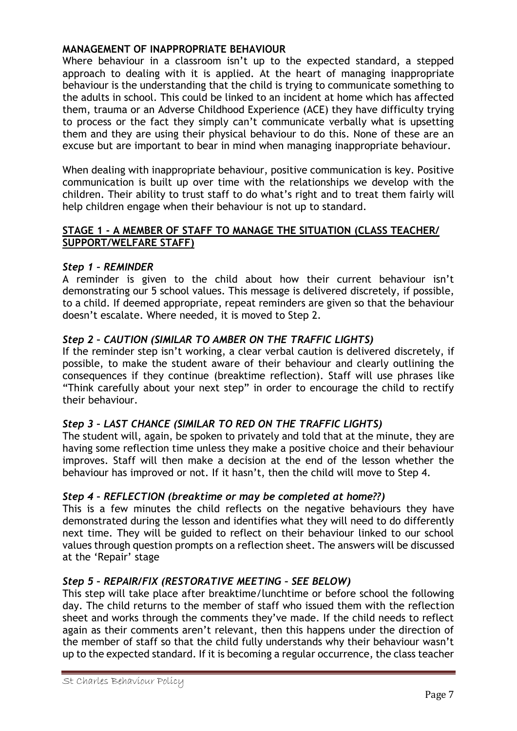**MANAGEMENT OF INAPPROPRIATE BEHAVIOUR**

Where behaviour in a classroom isn't up to the expected standard, a stepped approach to dealing with it is applied. At the heart of managing inappropriate behaviour is the understanding that the child is trying to communicate something to the adults in school. This could be linked to an incident at home which has affected them, trauma or an Adverse Childhood Experience (ACE) they have difficulty trying to process or the fact they simply can't communicate verbally what is upsetting them and they are using their physical behaviour to do this. None of these are an excuse but are important to bear in mind when managing inappropriate behaviour.

When dealing with inappropriate behaviour, positive communication is key. Positive communication is built up over time with the relationships we develop with the children. Their ability to trust staff to do what's right and to treat them fairly will help children engage when their behaviour is not up to standard.

**<u>STAGE 1 – A MEMBER OF STAFF TO MANAGE THE SITUATION (CLASS TEACHER/ SUPPORT/WELFARE STAFF)</u>**

***Step 1 – REMINDER***

A reminder is given to the child about how their current behaviour isn't demonstrating our 5 school values. This message is delivered discretely, if possible, to a child. If deemed appropriate, repeat reminders are given so that the behaviour doesn't escalate. Where needed, it is moved to Step 2.

***Step 2 – CAUTION (SIMILAR TO AMBER ON THE TRAFFIC LIGHTS)***

If the reminder step isn't working, a clear verbal caution is delivered discretely, if possible, to make the student aware of their behaviour and clearly outlining the consequences if they continue (breaktime reflection). Staff will use phrases like "Think carefully about your next step" in order to encourage the child to rectify their behaviour.

***Step 3 – LAST CHANCE (SIMILAR TO RED ON THE TRAFFIC LIGHTS)***

The student will, again, be spoken to privately and told that at the minute, they are having some reflection time unless they make a positive choice and their behaviour improves. Staff will then make a decision at the end of the lesson whether the behaviour has improved or not. If it hasn't, then the child will move to Step 4.

***Step 4 – REFLECTION (breaktime or may be completed at home??)***

This is a few minutes the child reflects on the negative behaviours they have demonstrated during the lesson and identifies what they will need to do differently next time. They will be guided to reflect on their behaviour linked to our school values through question prompts on a reflection sheet. The answers will be discussed at the 'Repair' stage

***Step 5 – REPAIR/FIX (RESTORATIVE MEETING – SEE BELOW)***

This step will take place after breaktime/lunchtime or before school the following day. The child returns to the member of staff who issued them with the reflection sheet and works through the comments they've made. If the child needs to reflect again as their comments aren't relevant, then this happens under the direction of the member of staff so that the child fully understands why their behaviour wasn't up to the expected standard. If it is becoming a regular occurrence, the class teacher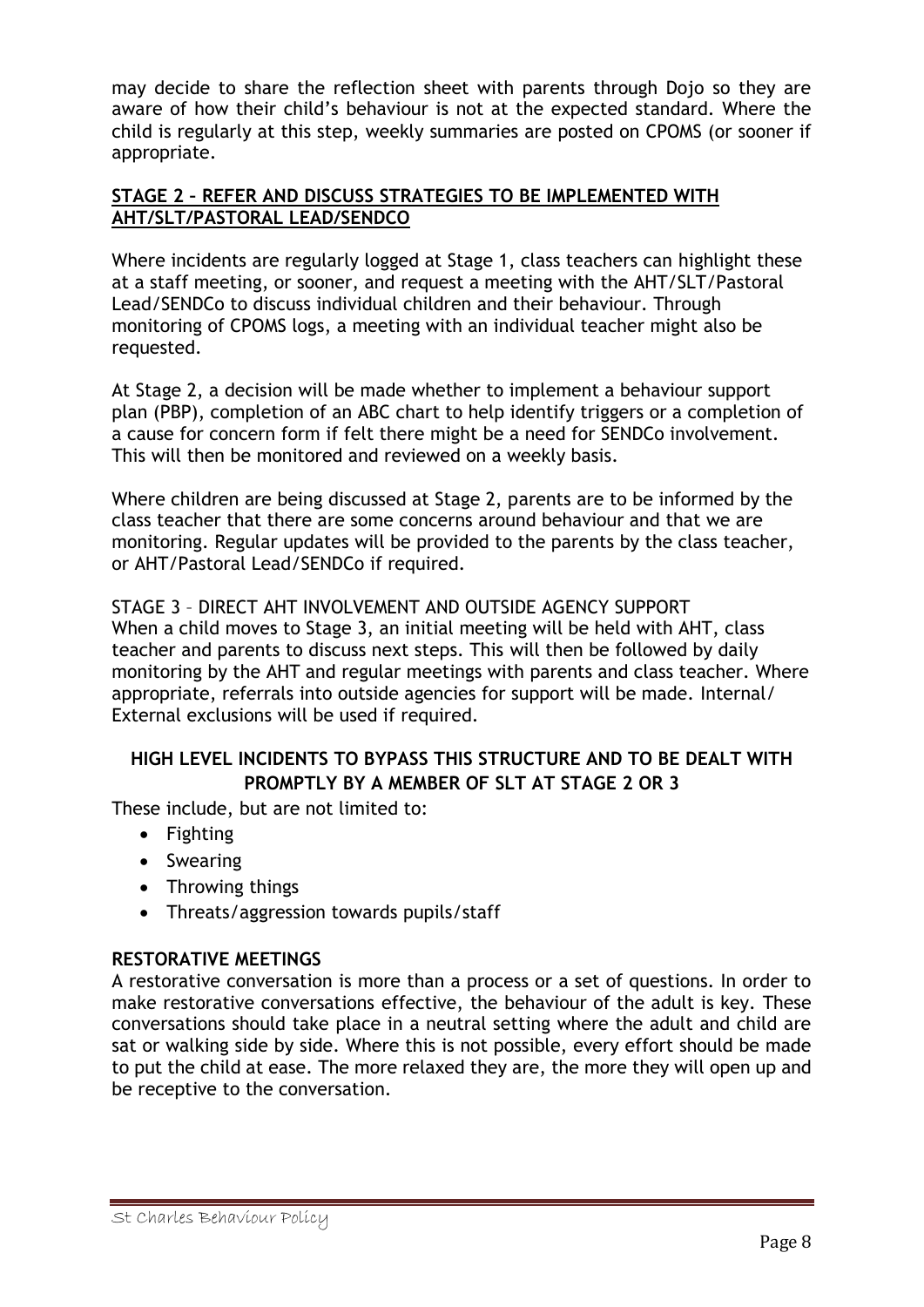may decide to share the reflection sheet with parents through Dojo so they are aware of how their child's behaviour is not at the expected standard. Where the child is regularly at this step, weekly summaries are posted on CPOMS (or sooner if appropriate.

## STAGE 2 – REFER AND DISCUSS STRATEGIES TO BE IMPLEMENTED WITH AHT/SLT/PASTORAL LEAD/SENDCO

Where incidents are regularly logged at Stage 1, class teachers can highlight these at a staff meeting, or sooner, and request a meeting with the AHT/SLT/Pastoral Lead/SENDCo to discuss individual children and their behaviour. Through monitoring of CPOMS logs, a meeting with an individual teacher might also be requested.

At Stage 2, a decision will be made whether to implement a behaviour support plan (PBP), completion of an ABC chart to help identify triggers or a completion of a cause for concern form if felt there might be a need for SENDCo involvement. This will then be monitored and reviewed on a weekly basis.

Where children are being discussed at Stage 2, parents are to be informed by the class teacher that there are some concerns around behaviour and that we are monitoring. Regular updates will be provided to the parents by the class teacher, or AHT/Pastoral Lead/SENDCo if required.

STAGE 3 – DIRECT AHT INVOLVEMENT AND OUTSIDE AGENCY SUPPORT

When a child moves to Stage 3, an initial meeting will be held with AHT, class teacher and parents to discuss next steps. This will then be followed by daily monitoring by the AHT and regular meetings with parents and class teacher. Where appropriate, referrals into outside agencies for support will be made. Internal/ External exclusions will be used if required.

### HIGH LEVEL INCIDENTS TO BYPASS THIS STRUCTURE AND TO BE DEALT WITH PROMPTLY BY A MEMBER OF SLT AT STAGE 2 OR 3

These include, but are not limited to:

- Fighting
- Swearing
- Throwing things
- Threats/aggression towards pupils/staff

### RESTORATIVE MEETINGS

A restorative conversation is more than a process or a set of questions. In order to make restorative conversations effective, the behaviour of the adult is key. These conversations should take place in a neutral setting where the adult and child are sat or walking side by side. Where this is not possible, every effort should be made to put the child at ease. The more relaxed they are, the more they will open up and be receptive to the conversation.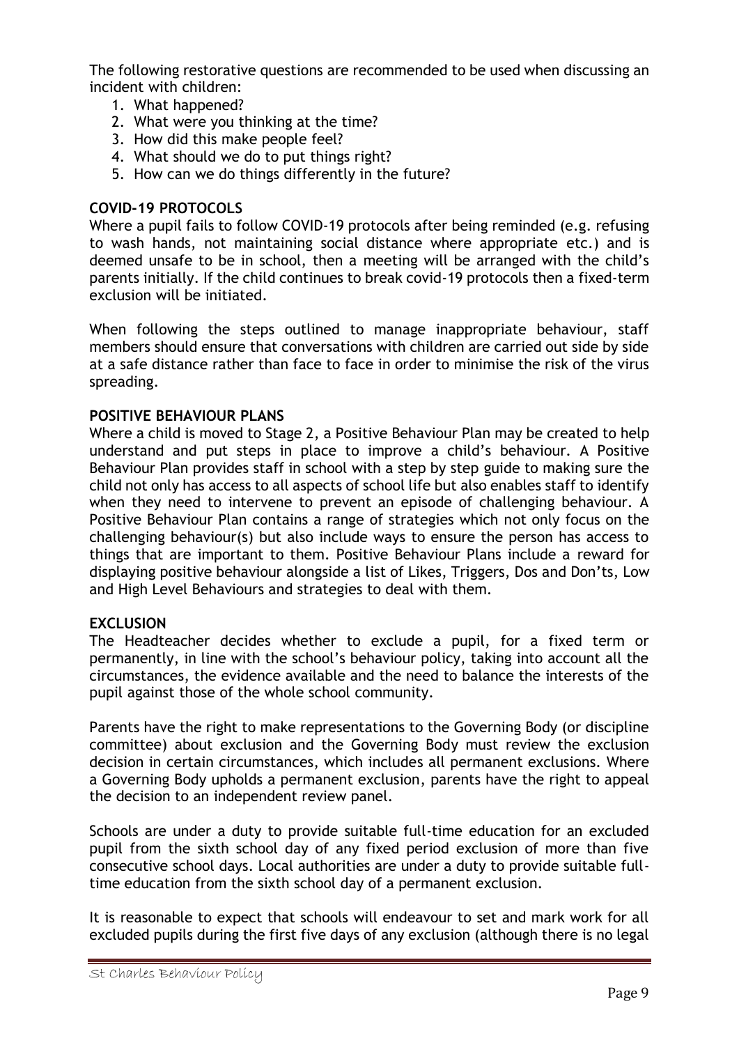The following restorative questions are recommended to be used when discussing an incident with children:

1. What happened?
2. What were you thinking at the time?
3. How did this make people feel?
4. What should we do to put things right?
5. How can we do things differently in the future?

### COVID-19 PROTOCOLS

Where a pupil fails to follow COVID-19 protocols after being reminded (e.g. refusing to wash hands, not maintaining social distance where appropriate etc.) and is deemed unsafe to be in school, then a meeting will be arranged with the child's parents initially. If the child continues to break covid-19 protocols then a fixed-term exclusion will be initiated.

When following the steps outlined to manage inappropriate behaviour, staff members should ensure that conversations with children are carried out side by side at a safe distance rather than face to face in order to minimise the risk of the virus spreading.

### POSITIVE BEHAVIOUR PLANS

Where a child is moved to Stage 2, a Positive Behaviour Plan may be created to help understand and put steps in place to improve a child's behaviour. A Positive Behaviour Plan provides staff in school with a step by step guide to making sure the child not only has access to all aspects of school life but also enables staff to identify when they need to intervene to prevent an episode of challenging behaviour. A Positive Behaviour Plan contains a range of strategies which not only focus on the challenging behaviour(s) but also include ways to ensure the person has access to things that are important to them. Positive Behaviour Plans include a reward for displaying positive behaviour alongside a list of Likes, Triggers, Dos and Don'ts, Low and High Level Behaviours and strategies to deal with them.

### EXCLUSION

The Headteacher decides whether to exclude a pupil, for a fixed term or permanently, in line with the school's behaviour policy, taking into account all the circumstances, the evidence available and the need to balance the interests of the pupil against those of the whole school community.

Parents have the right to make representations to the Governing Body (or discipline committee) about exclusion and the Governing Body must review the exclusion decision in certain circumstances, which includes all permanent exclusions. Where a Governing Body upholds a permanent exclusion, parents have the right to appeal the decision to an independent review panel.

Schools are under a duty to provide suitable full-time education for an excluded pupil from the sixth school day of any fixed period exclusion of more than five consecutive school days. Local authorities are under a duty to provide suitable full-time education from the sixth school day of a permanent exclusion.

It is reasonable to expect that schools will endeavour to set and mark work for all excluded pupils during the first five days of any exclusion (although there is no legal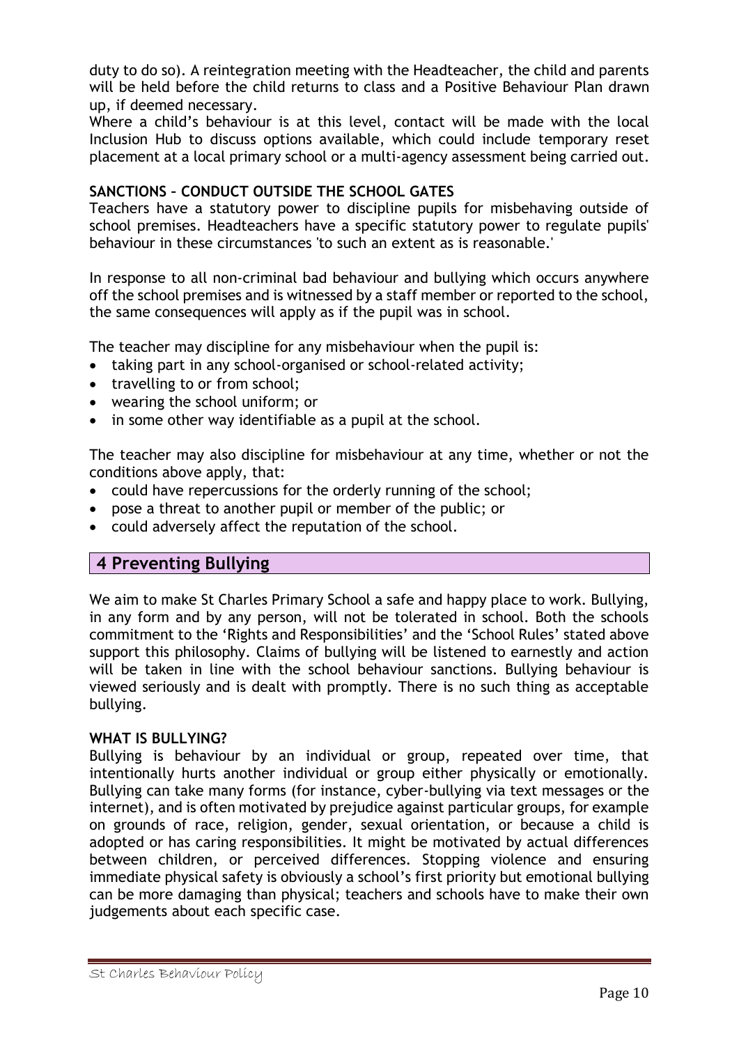duty to do so). A reintegration meeting with the Headteacher, the child and parents will be held before the child returns to class and a Positive Behaviour Plan drawn up, if deemed necessary.
Where a child's behaviour is at this level, contact will be made with the local Inclusion Hub to discuss options available, which could include temporary reset placement at a local primary school or a multi-agency assessment being carried out.

**SANCTIONS – CONDUCT OUTSIDE THE SCHOOL GATES**
Teachers have a statutory power to discipline pupils for misbehaving outside of school premises. Headteachers have a specific statutory power to regulate pupils' behaviour in these circumstances 'to such an extent as is reasonable.'

In response to all non-criminal bad behaviour and bullying which occurs anywhere off the school premises and is witnessed by a staff member or reported to the school, the same consequences will apply as if the pupil was in school.

The teacher may discipline for any misbehaviour when the pupil is:

- taking part in any school-organised or school-related activity;
- travelling to or from school;
- wearing the school uniform; or
- in some other way identifiable as a pupil at the school.

The teacher may also discipline for misbehaviour at any time, whether or not the conditions above apply, that:

- could have repercussions for the orderly running of the school;
- pose a threat to another pupil or member of the public; or
- could adversely affect the reputation of the school.

## 4 Preventing Bullying

We aim to make St Charles Primary School a safe and happy place to work. Bullying, in any form and by any person, will not be tolerated in school. Both the schools commitment to the 'Rights and Responsibilities' and the 'School Rules' stated above support this philosophy. Claims of bullying will be listened to earnestly and action will be taken in line with the school behaviour sanctions. Bullying behaviour is viewed seriously and is dealt with promptly. There is no such thing as acceptable bullying.

**WHAT IS BULLYING?**
Bullying is behaviour by an individual or group, repeated over time, that intentionally hurts another individual or group either physically or emotionally. Bullying can take many forms (for instance, cyber-bullying via text messages or the internet), and is often motivated by prejudice against particular groups, for example on grounds of race, religion, gender, sexual orientation, or because a child is adopted or has caring responsibilities. It might be motivated by actual differences between children, or perceived differences. Stopping violence and ensuring immediate physical safety is obviously a school's first priority but emotional bullying can be more damaging than physical; teachers and schools have to make their own judgements about each specific case.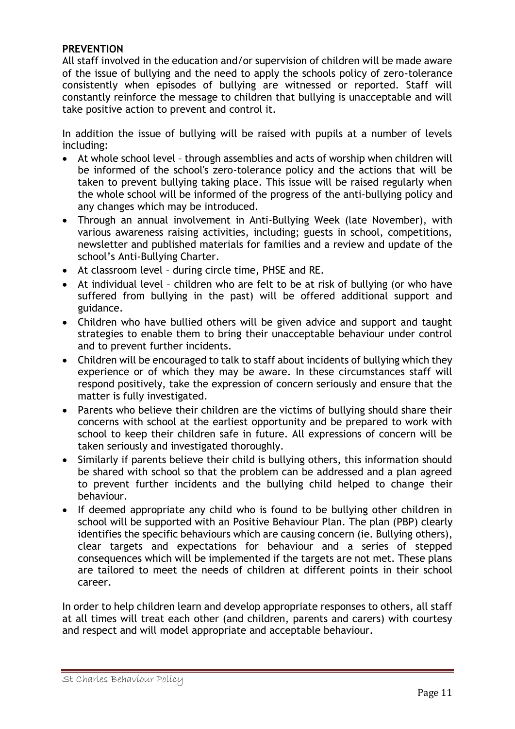**PREVENTION**

All staff involved in the education and/or supervision of children will be made aware of the issue of bullying and the need to apply the schools policy of zero-tolerance consistently when episodes of bullying are witnessed or reported. Staff will constantly reinforce the message to children that bullying is unacceptable and will take positive action to prevent and control it.

In addition the issue of bullying will be raised with pupils at a number of levels including:

- At whole school level – through assemblies and acts of worship when children will be informed of the school's zero-tolerance policy and the actions that will be taken to prevent bullying taking place. This issue will be raised regularly when the whole school will be informed of the progress of the anti-bullying policy and any changes which may be introduced.
- Through an annual involvement in Anti-Bullying Week (late November), with various awareness raising activities, including; guests in school, competitions, newsletter and published materials for families and a review and update of the school's Anti-Bullying Charter.
- At classroom level – during circle time, PHSE and RE.
- At individual level – children who are felt to be at risk of bullying (or who have suffered from bullying in the past) will be offered additional support and guidance.
- Children who have bullied others will be given advice and support and taught strategies to enable them to bring their unacceptable behaviour under control and to prevent further incidents.
- Children will be encouraged to talk to staff about incidents of bullying which they experience or of which they may be aware. In these circumstances staff will respond positively, take the expression of concern seriously and ensure that the matter is fully investigated.
- Parents who believe their children are the victims of bullying should share their concerns with school at the earliest opportunity and be prepared to work with school to keep their children safe in future. All expressions of concern will be taken seriously and investigated thoroughly.
- Similarly if parents believe their child is bullying others, this information should be shared with school so that the problem can be addressed and a plan agreed to prevent further incidents and the bullying child helped to change their behaviour.
- If deemed appropriate any child who is found to be bullying other children in school will be supported with an Positive Behaviour Plan. The plan (PBP) clearly identifies the specific behaviours which are causing concern (ie. Bullying others), clear targets and expectations for behaviour and a series of stepped consequences which will be implemented if the targets are not met. These plans are tailored to meet the needs of children at different points in their school career.

In order to help children learn and develop appropriate responses to others, all staff at all times will treat each other (and children, parents and carers) with courtesy and respect and will model appropriate and acceptable behaviour.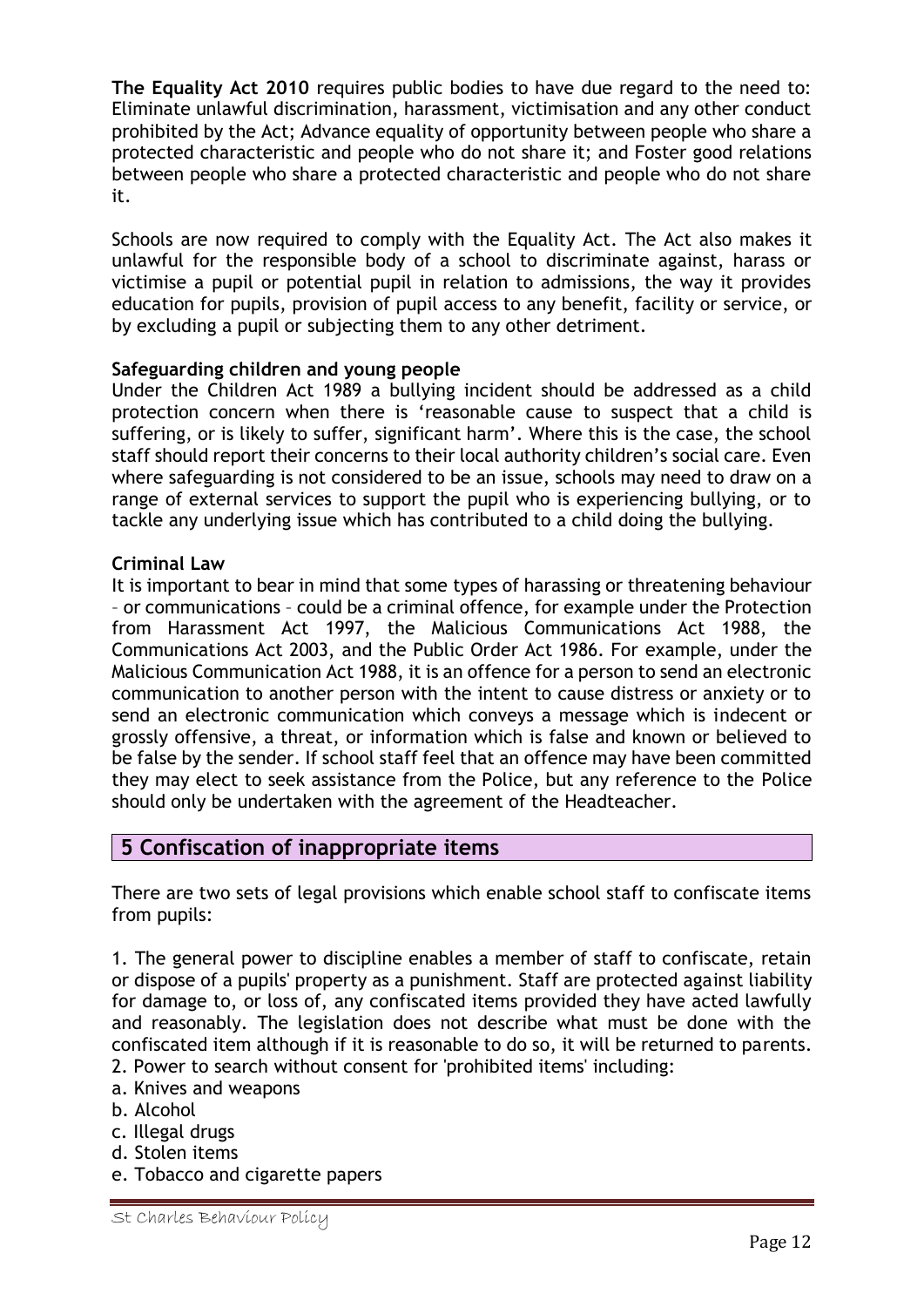**The Equality Act 2010** requires public bodies to have due regard to the need to: Eliminate unlawful discrimination, harassment, victimisation and any other conduct prohibited by the Act; Advance equality of opportunity between people who share a protected characteristic and people who do not share it; and Foster good relations between people who share a protected characteristic and people who do not share it.

Schools are now required to comply with the Equality Act. The Act also makes it unlawful for the responsible body of a school to discriminate against, harass or victimise a pupil or potential pupil in relation to admissions, the way it provides education for pupils, provision of pupil access to any benefit, facility or service, or by excluding a pupil or subjecting them to any other detriment.

**Safeguarding children and young people**

Under the Children Act 1989 a bullying incident should be addressed as a child protection concern when there is 'reasonable cause to suspect that a child is suffering, or is likely to suffer, significant harm'. Where this is the case, the school staff should report their concerns to their local authority children's social care. Even where safeguarding is not considered to be an issue, schools may need to draw on a range of external services to support the pupil who is experiencing bullying, or to tackle any underlying issue which has contributed to a child doing the bullying.

**Criminal Law**

It is important to bear in mind that some types of harassing or threatening behaviour – or communications – could be a criminal offence, for example under the Protection from Harassment Act 1997, the Malicious Communications Act 1988, the Communications Act 2003, and the Public Order Act 1986. For example, under the Malicious Communication Act 1988, it is an offence for a person to send an electronic communication to another person with the intent to cause distress or anxiety or to send an electronic communication which conveys a message which is indecent or grossly offensive, a threat, or information which is false and known or believed to be false by the sender. If school staff feel that an offence may have been committed they may elect to seek assistance from the Police, but any reference to the Police should only be undertaken with the agreement of the Headteacher.

## 5 Confiscation of inappropriate items

There are two sets of legal provisions which enable school staff to confiscate items from pupils:

1. The general power to discipline enables a member of staff to confiscate, retain or dispose of a pupils' property as a punishment. Staff are protected against liability for damage to, or loss of, any confiscated items provided they have acted lawfully and reasonably. The legislation does not describe what must be done with the confiscated item although if it is reasonable to do so, it will be returned to parents.
2. Power to search without consent for 'prohibited items' including:

a. Knives and weapons
b. Alcohol
c. Illegal drugs
d. Stolen items
e. Tobacco and cigarette papers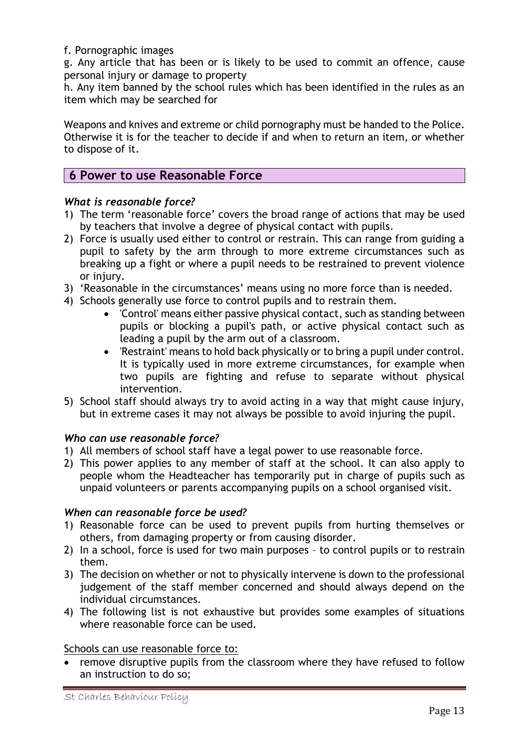f. Pornographic images

g. Any article that has been or is likely to be used to commit an offence, cause personal injury or damage to property

h. Any item banned by the school rules which has been identified in the rules as an item which may be searched for

Weapons and knives and extreme or child pornography must be handed to the Police. Otherwise it is for the teacher to decide if and when to return an item, or whether to dispose of it.

## 6 Power to use Reasonable Force

### *What is reasonable force?*

1) The term 'reasonable force' covers the broad range of actions that may be used by teachers that involve a degree of physical contact with pupils.
2) Force is usually used either to control or restrain. This can range from guiding a pupil to safety by the arm through to more extreme circumstances such as breaking up a fight or where a pupil needs to be restrained to prevent violence or injury.
3) 'Reasonable in the circumstances' means using no more force than is needed.
4) Schools generally use force to control pupils and to restrain them.
   - 'Control' means either passive physical contact, such as standing between pupils or blocking a pupil's path, or active physical contact such as leading a pupil by the arm out of a classroom.
   - 'Restraint' means to hold back physically or to bring a pupil under control. It is typically used in more extreme circumstances, for example when two pupils are fighting and refuse to separate without physical intervention.
5) School staff should always try to avoid acting in a way that might cause injury, but in extreme cases it may not always be possible to avoid injuring the pupil.

### *Who can use reasonable force?*

1) All members of school staff have a legal power to use reasonable force.
2) This power applies to any member of staff at the school. It can also apply to people whom the Headteacher has temporarily put in charge of pupils such as unpaid volunteers or parents accompanying pupils on a school organised visit.

### *When can reasonable force be used?*

1) Reasonable force can be used to prevent pupils from hurting themselves or others, from damaging property or from causing disorder.
2) In a school, force is used for two main purposes – to control pupils or to restrain them.
3) The decision on whether or not to physically intervene is down to the professional judgement of the staff member concerned and should always depend on the individual circumstances.
4) The following list is not exhaustive but provides some examples of situations where reasonable force can be used.

Schools can use reasonable force to:

- remove disruptive pupils from the classroom where they have refused to follow an instruction to do so;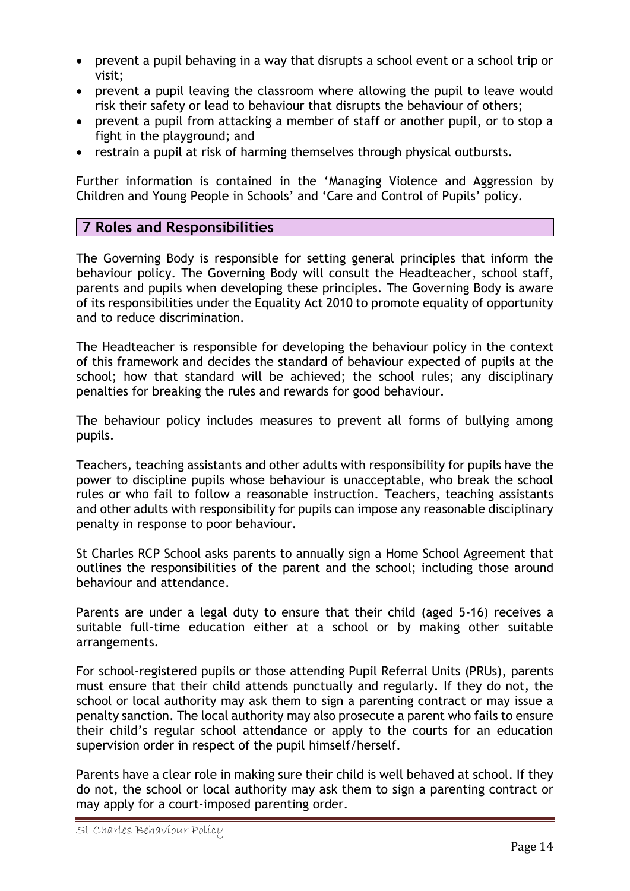- prevent a pupil behaving in a way that disrupts a school event or a school trip or visit;
- prevent a pupil leaving the classroom where allowing the pupil to leave would risk their safety or lead to behaviour that disrupts the behaviour of others;
- prevent a pupil from attacking a member of staff or another pupil, or to stop a fight in the playground; and
- restrain a pupil at risk of harming themselves through physical outbursts.

Further information is contained in the 'Managing Violence and Aggression by Children and Young People in Schools' and 'Care and Control of Pupils' policy.

## 7 Roles and Responsibilities

The Governing Body is responsible for setting general principles that inform the behaviour policy. The Governing Body will consult the Headteacher, school staff, parents and pupils when developing these principles. The Governing Body is aware of its responsibilities under the Equality Act 2010 to promote equality of opportunity and to reduce discrimination.

The Headteacher is responsible for developing the behaviour policy in the context of this framework and decides the standard of behaviour expected of pupils at the school; how that standard will be achieved; the school rules; any disciplinary penalties for breaking the rules and rewards for good behaviour.

The behaviour policy includes measures to prevent all forms of bullying among pupils.

Teachers, teaching assistants and other adults with responsibility for pupils have the power to discipline pupils whose behaviour is unacceptable, who break the school rules or who fail to follow a reasonable instruction. Teachers, teaching assistants and other adults with responsibility for pupils can impose any reasonable disciplinary penalty in response to poor behaviour.

St Charles RCP School asks parents to annually sign a Home School Agreement that outlines the responsibilities of the parent and the school; including those around behaviour and attendance.

Parents are under a legal duty to ensure that their child (aged 5-16) receives a suitable full-time education either at a school or by making other suitable arrangements.

For school-registered pupils or those attending Pupil Referral Units (PRUs), parents must ensure that their child attends punctually and regularly. If they do not, the school or local authority may ask them to sign a parenting contract or may issue a penalty sanction. The local authority may also prosecute a parent who fails to ensure their child's regular school attendance or apply to the courts for an education supervision order in respect of the pupil himself/herself.

Parents have a clear role in making sure their child is well behaved at school. If they do not, the school or local authority may ask them to sign a parenting contract or may apply for a court-imposed parenting order.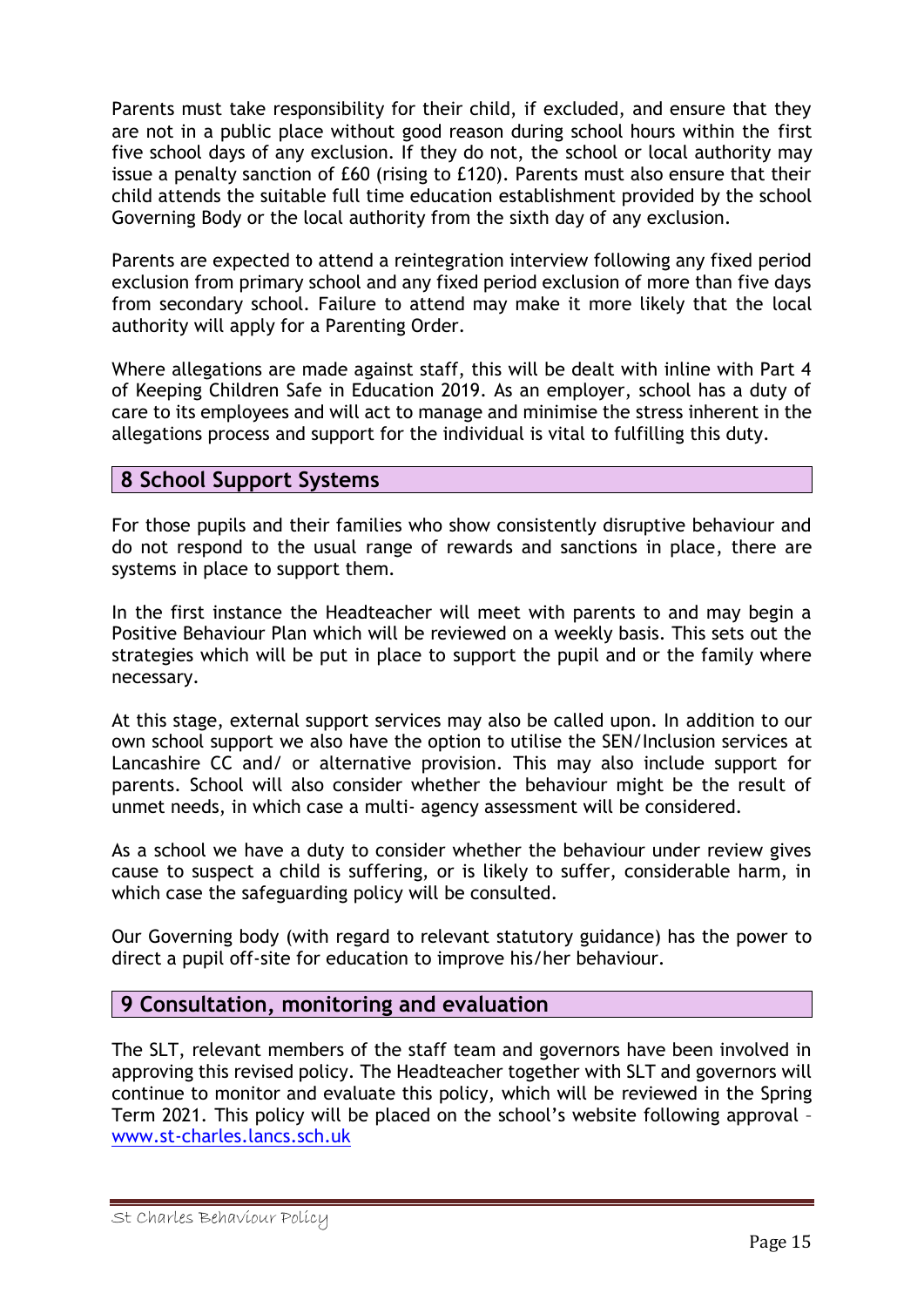Parents must take responsibility for their child, if excluded, and ensure that they are not in a public place without good reason during school hours within the first five school days of any exclusion. If they do not, the school or local authority may issue a penalty sanction of £60 (rising to £120). Parents must also ensure that their child attends the suitable full time education establishment provided by the school Governing Body or the local authority from the sixth day of any exclusion.

Parents are expected to attend a reintegration interview following any fixed period exclusion from primary school and any fixed period exclusion of more than five days from secondary school. Failure to attend may make it more likely that the local authority will apply for a Parenting Order.

Where allegations are made against staff, this will be dealt with inline with Part 4 of Keeping Children Safe in Education 2019. As an employer, school has a duty of care to its employees and will act to manage and minimise the stress inherent in the allegations process and support for the individual is vital to fulfilling this duty.

## 8 School Support Systems

For those pupils and their families who show consistently disruptive behaviour and do not respond to the usual range of rewards and sanctions in place, there are systems in place to support them.

In the first instance the Headteacher will meet with parents to and may begin a Positive Behaviour Plan which will be reviewed on a weekly basis. This sets out the strategies which will be put in place to support the pupil and or the family where necessary.

At this stage, external support services may also be called upon. In addition to our own school support we also have the option to utilise the SEN/Inclusion services at Lancashire CC and/ or alternative provision. This may also include support for parents. School will also consider whether the behaviour might be the result of unmet needs, in which case a multi- agency assessment will be considered.

As a school we have a duty to consider whether the behaviour under review gives cause to suspect a child is suffering, or is likely to suffer, considerable harm, in which case the safeguarding policy will be consulted.

Our Governing body (with regard to relevant statutory guidance) has the power to direct a pupil off-site for education to improve his/her behaviour.

## 9 Consultation, monitoring and evaluation

The SLT, relevant members of the staff team and governors have been involved in approving this revised policy. The Headteacher together with SLT and governors will continue to monitor and evaluate this policy, which will be reviewed in the Spring Term 2021. This policy will be placed on the school's website following approval – www.st-charles.lancs.sch.uk